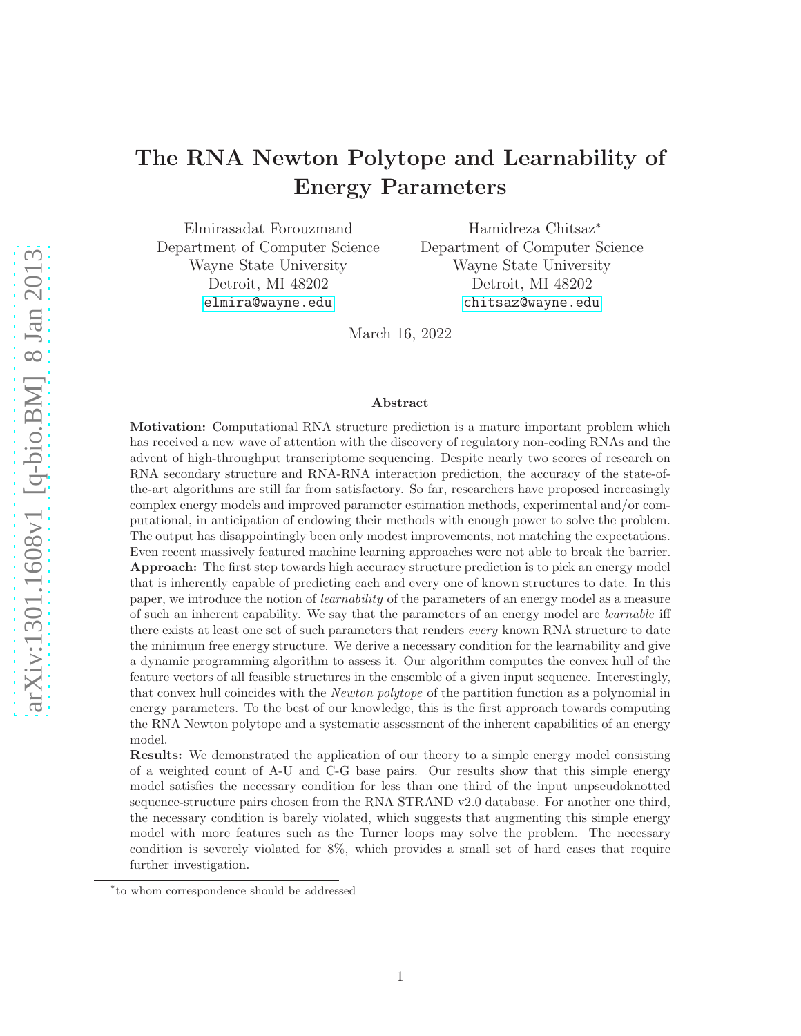# The RNA Newton Polytope and Learnability of Energy Parameters

Elmirasadat Forouzmand
Department of Computer Science
Wayne State University
Detroit, MI 48202
elmira@wayne.edu

Hamidreza Chitsaz*
Department of Computer Science
Wayne State University
Detroit, MI 48202
chitsaz@wayne.edu

March 16, 2022

### Abstract

**Motivation:** Computational RNA structure prediction is a mature important problem which has received a new wave of attention with the discovery of regulatory non-coding RNAs and the advent of high-throughput transcriptome sequencing. Despite nearly two scores of research on RNA secondary structure and RNA-RNA interaction prediction, the accuracy of the state-of-the-art algorithms are still far from satisfactory. So far, researchers have proposed increasingly complex energy models and improved parameter estimation methods, experimental and/or computational, in anticipation of endowing their methods with enough power to solve the problem. The output has disappointingly been only modest improvements, not matching the expectations. Even recent massively featured machine learning approaches were not able to break the barrier.
**Approach:** The first step towards high accuracy structure prediction is to pick an energy model that is inherently capable of predicting each and every one of known structures to date. In this paper, we introduce the notion of *learnability* of the parameters of an energy model as a measure of such an inherent capability. We say that the parameters of an energy model are *learnable* iff there exists at least one set of such parameters that renders *every* known RNA structure to date the minimum free energy structure. We derive a necessary condition for the learnability and give a dynamic programming algorithm to assess it. Our algorithm computes the convex hull of the feature vectors of all feasible structures in the ensemble of a given input sequence. Interestingly, that convex hull coincides with the *Newton polytope* of the partition function as a polynomial in energy parameters. To the best of our knowledge, this is the first approach towards computing the RNA Newton polytope and a systematic assessment of the inherent capabilities of an energy model.
**Results:** We demonstrated the application of our theory to a simple energy model consisting of a weighted count of A-U and C-G base pairs. Our results show that this simple energy model satisfies the necessary condition for less than one third of the input unpseudoknotted sequence-structure pairs chosen from the RNA STRAND v2.0 database. For another one third, the necessary condition is barely violated, which suggests that augmenting this simple energy model with more features such as the Turner loops may solve the problem. The necessary condition is severely violated for 8%, which provides a small set of hard cases that require further investigation.

---

*to whom correspondence should be addressed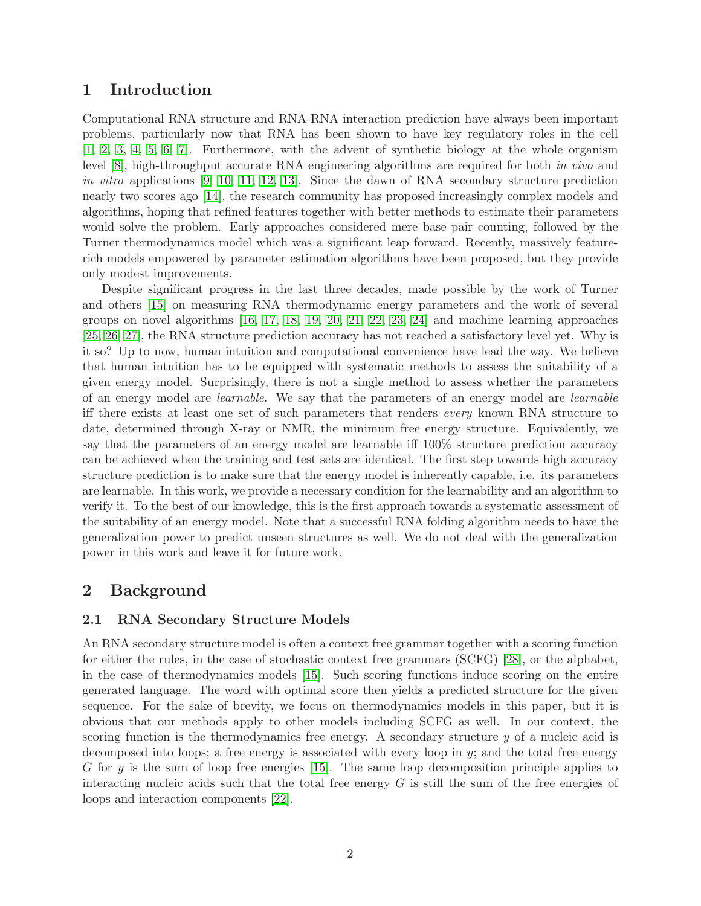# 1 Introduction

Computational RNA structure and RNA-RNA interaction prediction have always been important problems, particularly now that RNA has been shown to have key regulatory roles in the cell [1, 2, 3, 4, 5, 6, 7]. Furthermore, with the advent of synthetic biology at the whole organism level [8], high-throughput accurate RNA engineering algorithms are required for both *in vivo* and *in vitro* applications [9, 10, 11, 12, 13]. Since the dawn of RNA secondary structure prediction nearly two scores ago [14], the research community has proposed increasingly complex models and algorithms, hoping that refined features together with better methods to estimate their parameters would solve the problem. Early approaches considered mere base pair counting, followed by the Turner thermodynamics model which was a significant leap forward. Recently, massively feature-rich models empowered by parameter estimation algorithms have been proposed, but they provide only modest improvements.

Despite significant progress in the last three decades, made possible by the work of Turner and others [15] on measuring RNA thermodynamic energy parameters and the work of several groups on novel algorithms [16, 17, 18, 19, 20, 21, 22, 23, 24] and machine learning approaches [25, 26, 27], the RNA structure prediction accuracy has not reached a satisfactory level yet. Why is it so? Up to now, human intuition and computational convenience have lead the way. We believe that human intuition has to be equipped with systematic methods to assess the suitability of a given energy model. Surprisingly, there is not a single method to assess whether the parameters of an energy model are *learnable*. We say that the parameters of an energy model are *learnable* iff there exists at least one set of such parameters that renders *every* known RNA structure to date, determined through X-ray or NMR, the minimum free energy structure. Equivalently, we say that the parameters of an energy model are learnable iff 100% structure prediction accuracy can be achieved when the training and test sets are identical. The first step towards high accuracy structure prediction is to make sure that the energy model is inherently capable, i.e. its parameters are learnable. In this work, we provide a necessary condition for the learnability and an algorithm to verify it. To the best of our knowledge, this is the first approach towards a systematic assessment of the suitability of an energy model. Note that a successful RNA folding algorithm needs to have the generalization power to predict unseen structures as well. We do not deal with the generalization power in this work and leave it for future work.

# 2 Background

## 2.1 RNA Secondary Structure Models

An RNA secondary structure model is often a context free grammar together with a scoring function for either the rules, in the case of stochastic context free grammars (SCFG) [28], or the alphabet, in the case of thermodynamics models [15]. Such scoring functions induce scoring on the entire generated language. The word with optimal score then yields a predicted structure for the given sequence. For the sake of brevity, we focus on thermodynamics models in this paper, but it is obvious that our methods apply to other models including SCFG as well. In our context, the scoring function is the thermodynamics free energy. A secondary structure $y$ of a nucleic acid is decomposed into loops; a free energy is associated with every loop in $y$; and the total free energy $G$ for $y$ is the sum of loop free energies [15]. The same loop decomposition principle applies to interacting nucleic acids such that the total free energy $G$ is still the sum of the free energies of loops and interaction components [22].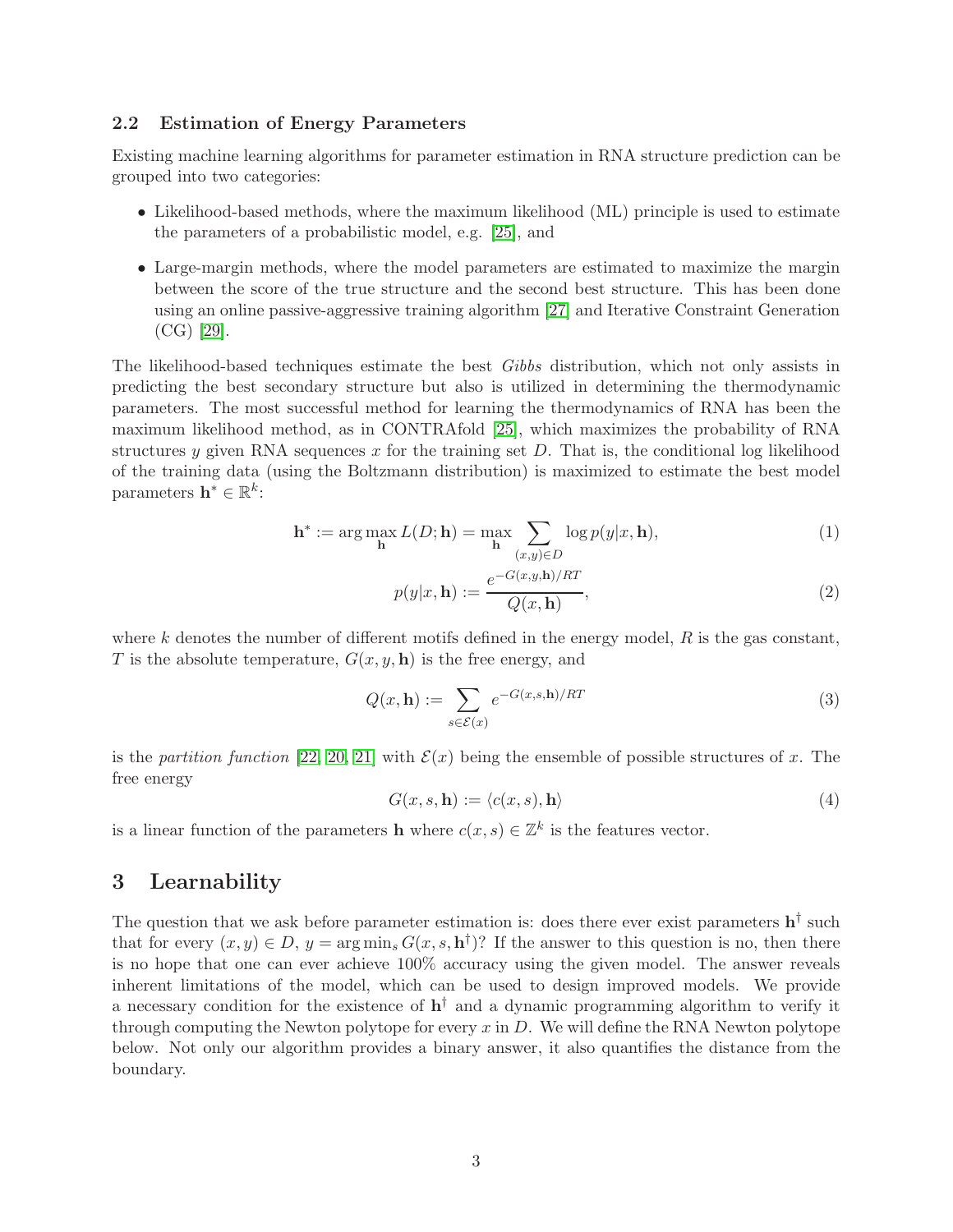### 2.2 Estimation of Energy Parameters

Existing machine learning algorithms for parameter estimation in RNA structure prediction can be grouped into two categories:

- Likelihood-based methods, where the maximum likelihood (ML) principle is used to estimate the parameters of a probabilistic model, e.g. [25], and
- Large-margin methods, where the model parameters are estimated to maximize the margin between the score of the true structure and the second best structure. This has been done using an online passive-aggressive training algorithm [27] and Iterative Constraint Generation (CG) [29].

The likelihood-based techniques estimate the best *Gibbs* distribution, which not only assists in predicting the best secondary structure but also is utilized in determining the thermodynamic parameters. The most successful method for learning the thermodynamics of RNA has been the maximum likelihood method, as in CONTRAfold [25], which maximizes the probability of RNA structures $y$ given RNA sequences $x$ for the training set $D$. That is, the conditional log likelihood of the training data (using the Boltzmann distribution) is maximized to estimate the best model parameters $\mathbf{h}^* \in \mathbb{R}^k$:

$$\mathbf{h}^* := \arg\max_{\mathbf{h}} L(D; \mathbf{h}) = \max_{\mathbf{h}} \sum_{(x,y)\in D} \log p(y|x, \mathbf{h}), \tag{1}$$

$$p(y|x, \mathbf{h}) := \frac{e^{-G(x,y,\mathbf{h})/RT}}{Q(x, \mathbf{h})}, \tag{2}$$

where $k$ denotes the number of different motifs defined in the energy model, $R$ is the gas constant, $T$ is the absolute temperature, $G(x, y, \mathbf{h})$ is the free energy, and

$$Q(x, \mathbf{h}) := \sum_{s\in\mathcal{E}(x)} e^{-G(x,s,\mathbf{h})/RT} \tag{3}$$

is the *partition function* [22, 20, 21] with $\mathcal{E}(x)$ being the ensemble of possible structures of $x$. The free energy

$$G(x, s, \mathbf{h}) := \langle c(x, s), \mathbf{h}\rangle \tag{4}$$

is a linear function of the parameters $\mathbf{h}$ where $c(x, s) \in \mathbb{Z}^k$ is the features vector.

## 3 Learnability

The question that we ask before parameter estimation is: does there ever exist parameters $\mathbf{h}^\dagger$ such that for every $(x, y) \in D$, $y = \arg\min_s G(x, s, \mathbf{h}^\dagger)$? If the answer to this question is no, then there is no hope that one can ever achieve 100% accuracy using the given model. The answer reveals inherent limitations of the model, which can be used to design improved models. We provide a necessary condition for the existence of $\mathbf{h}^\dagger$ and a dynamic programming algorithm to verify it through computing the Newton polytope for every $x$ in $D$. We will define the RNA Newton polytope below. Not only our algorithm provides a binary answer, it also quantifies the distance from the boundary.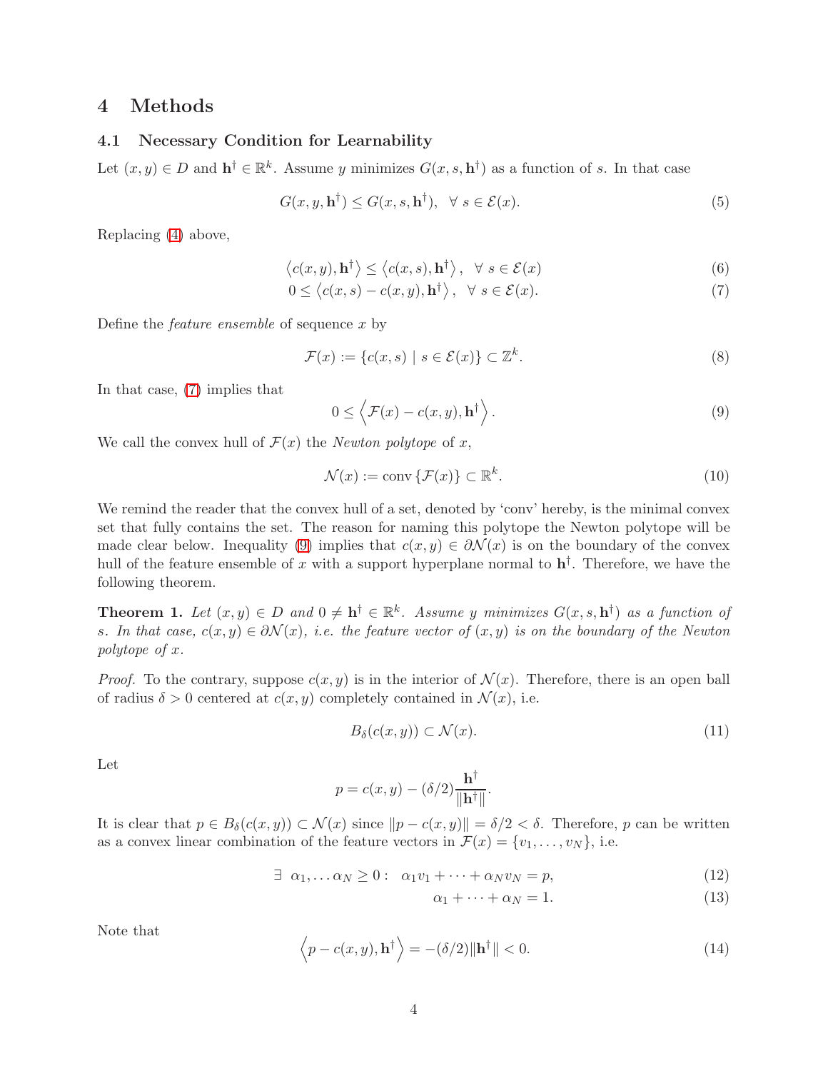# 4 Methods

## 4.1 Necessary Condition for Learnability

Let $(x, y) \in D$ and $\mathbf{h}^\dagger \in \mathbb{R}^k$. Assume $y$ minimizes $G(x, s, \mathbf{h}^\dagger)$ as a function of $s$. In that case

$$G(x, y, \mathbf{h}^\dagger) \leq G(x, s, \mathbf{h}^\dagger), \;\; \forall \; s \in \mathcal{E}(x). \tag{5}$$

Replacing (4) above,

$$\left\langle c(x, y), \mathbf{h}^\dagger \right\rangle \leq \left\langle c(x, s), \mathbf{h}^\dagger \right\rangle, \;\; \forall \; s \in \mathcal{E}(x) \tag{6}$$

$$0 \leq \left\langle c(x, s) - c(x, y), \mathbf{h}^\dagger \right\rangle, \;\; \forall \; s \in \mathcal{E}(x). \tag{7}$$

Define the *feature ensemble* of sequence $x$ by

$$\mathcal{F}(x) := \{c(x, s) \mid s \in \mathcal{E}(x)\} \subset \mathbb{Z}^k. \tag{8}$$

In that case, (7) implies that

$$0 \leq \left\langle \mathcal{F}(x) - c(x, y), \mathbf{h}^\dagger \right\rangle. \tag{9}$$

We call the convex hull of $\mathcal{F}(x)$ the *Newton polytope* of $x$,

$$\mathcal{N}(x) := \text{conv}\{\mathcal{F}(x)\} \subset \mathbb{R}^k. \tag{10}$$

We remind the reader that the convex hull of a set, denoted by 'conv' hereby, is the minimal convex set that fully contains the set. The reason for naming this polytope the Newton polytope will be made clear below. Inequality (9) implies that $c(x, y) \in \partial\mathcal{N}(x)$ is on the boundary of the convex hull of the feature ensemble of $x$ with a support hyperplane normal to $\mathbf{h}^\dagger$. Therefore, we have the following theorem.

**Theorem 1.** *Let $(x, y) \in D$ and $0 \neq \mathbf{h}^\dagger \in \mathbb{R}^k$. Assume $y$ minimizes $G(x, s, \mathbf{h}^\dagger)$ as a function of $s$. In that case, $c(x, y) \in \partial\mathcal{N}(x)$, i.e. the feature vector of $(x, y)$ is on the boundary of the Newton polytope of $x$.*

*Proof.* To the contrary, suppose $c(x, y)$ is in the interior of $\mathcal{N}(x)$. Therefore, there is an open ball of radius $\delta > 0$ centered at $c(x, y)$ completely contained in $\mathcal{N}(x)$, i.e.

$$B_\delta(c(x, y)) \subset \mathcal{N}(x). \tag{11}$$

Let

$$p = c(x, y) - (\delta/2)\frac{\mathbf{h}^\dagger}{\|\mathbf{h}^\dagger\|}.$$

It is clear that $p \in B_\delta(c(x, y)) \subset \mathcal{N}(x)$ since $\|p - c(x, y)\| = \delta/2 < \delta$. Therefore, $p$ can be written as a convex linear combination of the feature vectors in $\mathcal{F}(x) = \{v_1, \ldots, v_N\}$, i.e.

$$\exists \;\; \alpha_1, \ldots \alpha_N \geq 0 : \;\; \alpha_1 v_1 + \cdots + \alpha_N v_N = p, \tag{12}$$

$$\alpha_1 + \cdots + \alpha_N = 1. \tag{13}$$

Note that

$$\left\langle p - c(x, y), \mathbf{h}^\dagger \right\rangle = -(\delta/2)\|\mathbf{h}^\dagger\| < 0. \tag{14}$$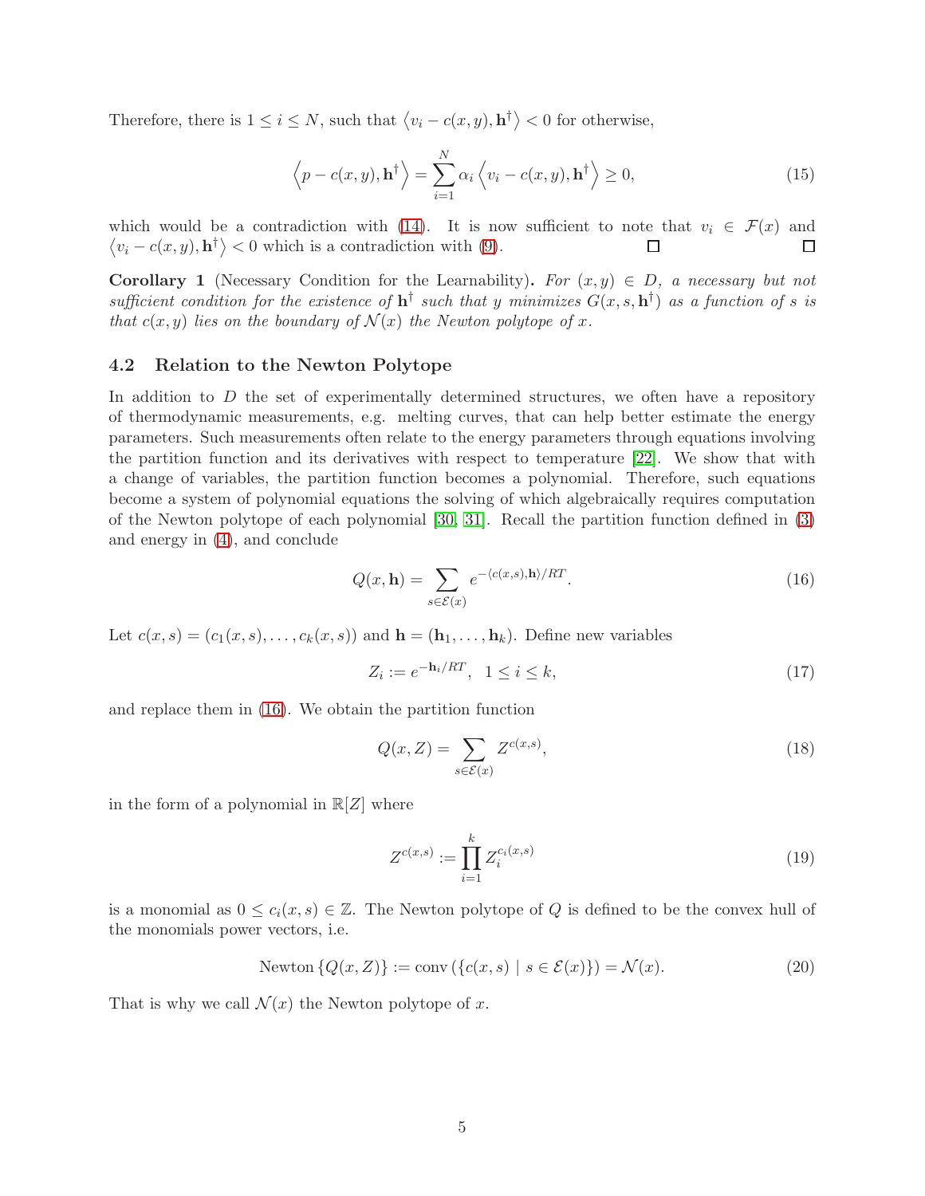Therefore, there is $1 \le i \le N$, such that $\left\langle v_i - c(x, y), \mathbf{h}^\dagger \right\rangle < 0$ for otherwise,

$$\left\langle p - c(x, y), \mathbf{h}^\dagger \right\rangle = \sum_{i=1}^{N} \alpha_i \left\langle v_i - c(x, y), \mathbf{h}^\dagger \right\rangle \ge 0, \tag{15}$$

which would be a contradiction with (14). It is now sufficient to note that $v_i \in \mathcal{F}(x)$ and $\left\langle v_i - c(x, y), \mathbf{h}^\dagger \right\rangle < 0$ which is a contradiction with (9). □ □

**Corollary 1** (Necessary Condition for the Learnability). *For $(x, y) \in D$, a necessary but not sufficient condition for the existence of $\mathbf{h}^\dagger$ such that $y$ minimizes $G(x, s, \mathbf{h}^\dagger)$ as a function of $s$ is that $c(x, y)$ lies on the boundary of $\mathcal{N}(x)$ the Newton polytope of $x$.*

### 4.2 Relation to the Newton Polytope

In addition to $D$ the set of experimentally determined structures, we often have a repository of thermodynamic measurements, e.g. melting curves, that can help better estimate the energy parameters. Such measurements often relate to the energy parameters through equations involving the partition function and its derivatives with respect to temperature [22]. We show that with a change of variables, the partition function becomes a polynomial. Therefore, such equations become a system of polynomial equations the solving of which algebraically requires computation of the Newton polytope of each polynomial [30, 31]. Recall the partition function defined in (3) and energy in (4), and conclude

$$Q(x, \mathbf{h}) = \sum_{s \in \mathcal{E}(x)} e^{-\langle c(x,s), \mathbf{h} \rangle / RT}. \tag{16}$$

Let $c(x, s) = (c_1(x, s), \dots, c_k(x, s))$ and $\mathbf{h} = (\mathbf{h}_1, \dots, \mathbf{h}_k)$. Define new variables

$$Z_i := e^{-\mathbf{h}_i / RT}, \quad 1 \le i \le k, \tag{17}$$

and replace them in (16). We obtain the partition function

$$Q(x, Z) = \sum_{s \in \mathcal{E}(x)} Z^{c(x,s)}, \tag{18}$$

in the form of a polynomial in $\mathbb{R}[Z]$ where

$$Z^{c(x,s)} := \prod_{i=1}^{k} Z_i^{c_i(x,s)} \tag{19}$$

is a monomial as $0 \le c_i(x, s) \in \mathbb{Z}$. The Newton polytope of $Q$ is defined to be the convex hull of the monomials power vectors, i.e.

$$\text{Newton}\left\{Q(x, Z)\right\} := \text{conv}\left(\{c(x, s) \mid s \in \mathcal{E}(x)\}\right) = \mathcal{N}(x). \tag{20}$$

That is why we call $\mathcal{N}(x)$ the Newton polytope of $x$.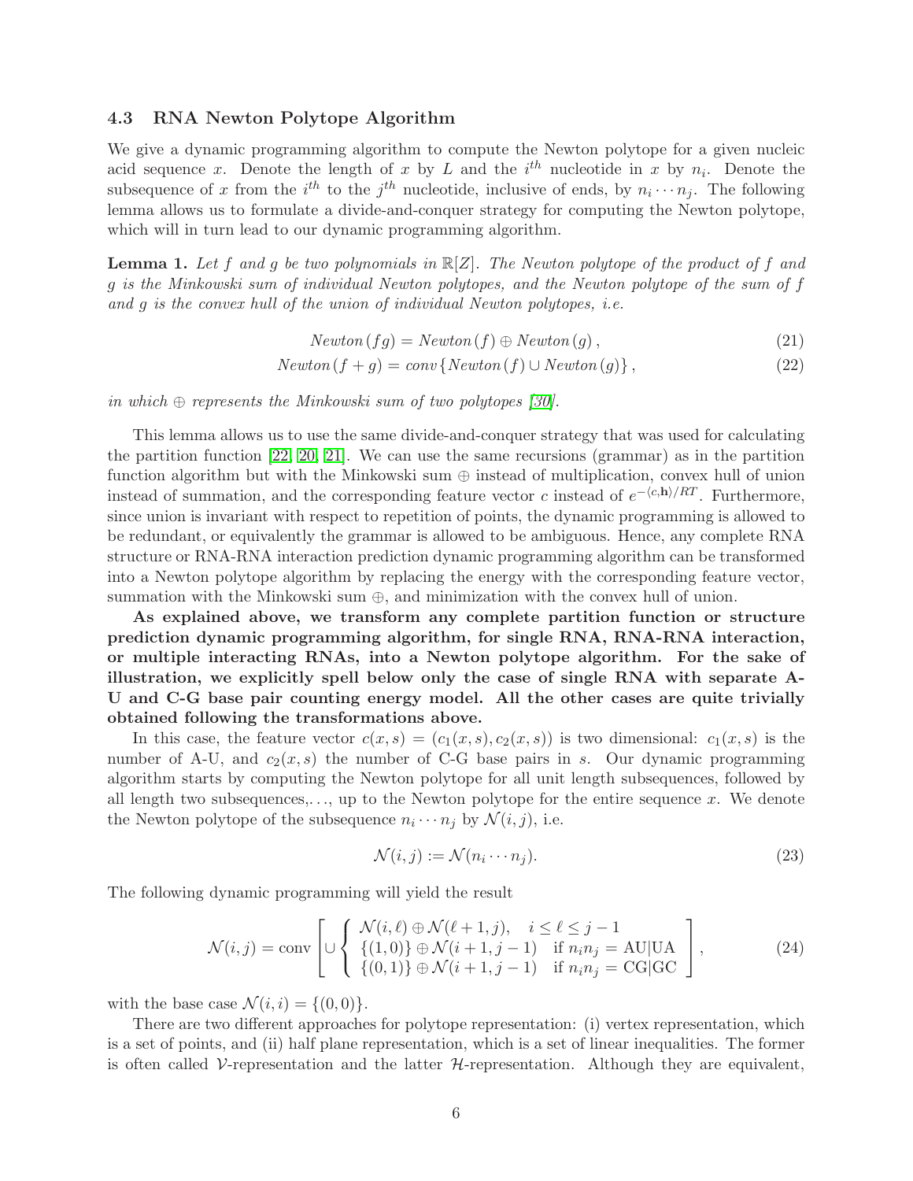### 4.3 RNA Newton Polytope Algorithm

We give a dynamic programming algorithm to compute the Newton polytope for a given nucleic acid sequence $x$. Denote the length of $x$ by $L$ and the $i^{th}$ nucleotide in $x$ by $n_i$. Denote the subsequence of $x$ from the $i^{th}$ to the $j^{th}$ nucleotide, inclusive of ends, by $n_i \cdots n_j$. The following lemma allows us to formulate a divide-and-conquer strategy for computing the Newton polytope, which will in turn lead to our dynamic programming algorithm.

**Lemma 1.** *Let $f$ and $g$ be two polynomials in $\mathbb{R}[Z]$. The Newton polytope of the product of $f$ and $g$ is the Minkowski sum of individual Newton polytopes, and the Newton polytope of the sum of $f$ and $g$ is the convex hull of the union of individual Newton polytopes, i.e.*

$$Newton\,(fg) = Newton\,(f) \oplus Newton\,(g)\,, \tag{21}$$

$$Newton\,(f+g) = conv\,\{Newton\,(f) \cup Newton\,(g)\}\,, \tag{22}$$

*in which $\oplus$ represents the Minkowski sum of two polytopes [30].*

This lemma allows us to use the same divide-and-conquer strategy that was used for calculating the partition function [22, 20, 21]. We can use the same recursions (grammar) as in the partition function algorithm but with the Minkowski sum $\oplus$ instead of multiplication, convex hull of union instead of summation, and the corresponding feature vector $c$ instead of $e^{-\langle c, \mathbf{h} \rangle / RT}$. Furthermore, since union is invariant with respect to repetition of points, the dynamic programming is allowed to be redundant, or equivalently the grammar is allowed to be ambiguous. Hence, any complete RNA structure or RNA-RNA interaction prediction dynamic programming algorithm can be transformed into a Newton polytope algorithm by replacing the energy with the corresponding feature vector, summation with the Minkowski sum $\oplus$, and minimization with the convex hull of union.

**As explained above, we transform any complete partition function or structure prediction dynamic programming algorithm, for single RNA, RNA-RNA interaction, or multiple interacting RNAs, into a Newton polytope algorithm. For the sake of illustration, we explicitly spell below only the case of single RNA with separate A-U and C-G base pair counting energy model. All the other cases are quite trivially obtained following the transformations above.**

In this case, the feature vector $c(x,s) = (c_1(x,s), c_2(x,s))$ is two dimensional: $c_1(x,s)$ is the number of A-U, and $c_2(x,s)$ the number of C-G base pairs in $s$. Our dynamic programming algorithm starts by computing the Newton polytope for all unit length subsequences, followed by all length two subsequences,..., up to the Newton polytope for the entire sequence $x$. We denote the Newton polytope of the subsequence $n_i \cdots n_j$ by $\mathcal{N}(i,j)$, i.e.

$$\mathcal{N}(i,j) := \mathcal{N}(n_i \cdots n_j). \tag{23}$$

The following dynamic programming will yield the result

$$\mathcal{N}(i,j) = \text{conv}\left[ \cup \left\{ \begin{array}{ll} \mathcal{N}(i,\ell) \oplus \mathcal{N}(\ell+1,j), & i \le \ell \le j-1 \\ \{(1,0)\} \oplus \mathcal{N}(i+1,j-1) & \text{if } n_i n_j = \text{AU}|\text{UA} \\ \{(0,1)\} \oplus \mathcal{N}(i+1,j-1) & \text{if } n_i n_j = \text{CG}|\text{GC} \end{array} \right. \right], \tag{24}$$

with the base case $\mathcal{N}(i,i) = \{(0,0)\}$.

There are two different approaches for polytope representation: (i) vertex representation, which is a set of points, and (ii) half plane representation, which is a set of linear inequalities. The former is often called $\mathcal{V}$-representation and the latter $\mathcal{H}$-representation. Although they are equivalent,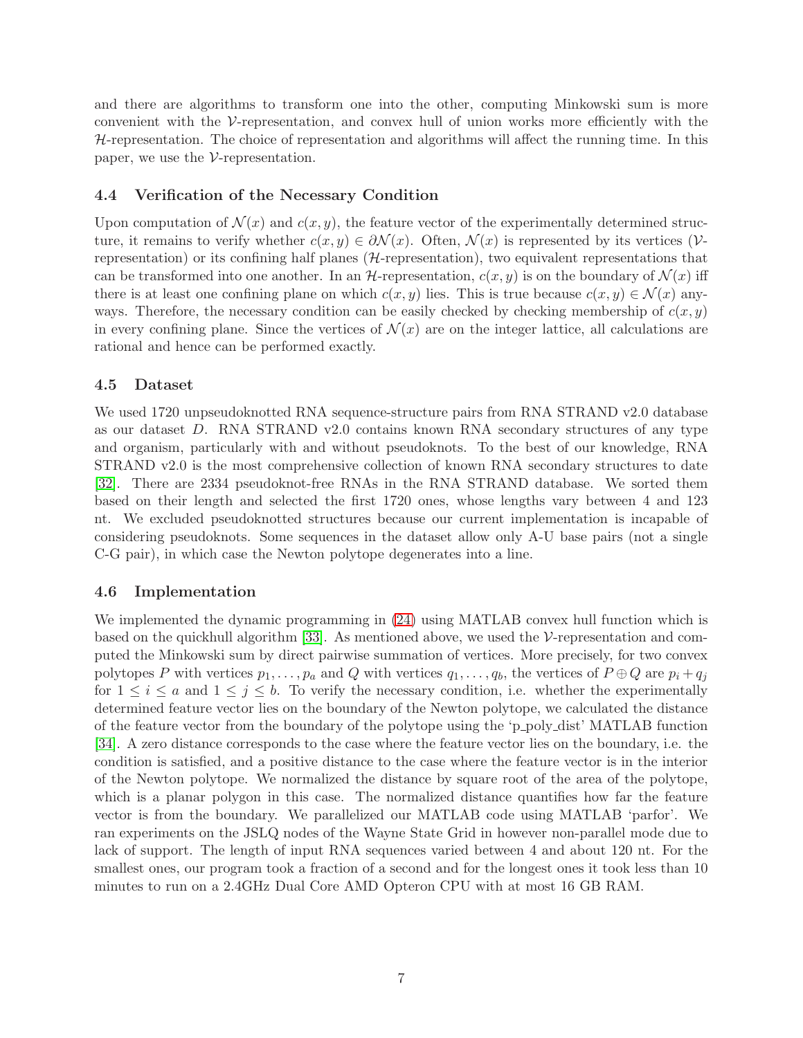and there are algorithms to transform one into the other, computing Minkowski sum is more convenient with the $\mathcal{V}$-representation, and convex hull of union works more efficiently with the $\mathcal{H}$-representation. The choice of representation and algorithms will affect the running time. In this paper, we use the $\mathcal{V}$-representation.

### 4.4 Verification of the Necessary Condition

Upon computation of $\mathcal{N}(x)$ and $c(x, y)$, the feature vector of the experimentally determined structure, it remains to verify whether $c(x, y) \in \partial\mathcal{N}(x)$. Often, $\mathcal{N}(x)$ is represented by its vertices ($\mathcal{V}$-representation) or its confining half planes ($\mathcal{H}$-representation), two equivalent representations that can be transformed into one another. In an $\mathcal{H}$-representation, $c(x, y)$ is on the boundary of $\mathcal{N}(x)$ iff there is at least one confining plane on which $c(x, y)$ lies. This is true because $c(x, y) \in \mathcal{N}(x)$ anyways. Therefore, the necessary condition can be easily checked by checking membership of $c(x, y)$ in every confining plane. Since the vertices of $\mathcal{N}(x)$ are on the integer lattice, all calculations are rational and hence can be performed exactly.

### 4.5 Dataset

We used 1720 unpseudoknotted RNA sequence-structure pairs from RNA STRAND v2.0 database as our dataset $D$. RNA STRAND v2.0 contains known RNA secondary structures of any type and organism, particularly with and without pseudoknots. To the best of our knowledge, RNA STRAND v2.0 is the most comprehensive collection of known RNA secondary structures to date [32]. There are 2334 pseudoknot-free RNAs in the RNA STRAND database. We sorted them based on their length and selected the first 1720 ones, whose lengths vary between 4 and 123 nt. We excluded pseudoknotted structures because our current implementation is incapable of considering pseudoknots. Some sequences in the dataset allow only A-U base pairs (not a single C-G pair), in which case the Newton polytope degenerates into a line.

### 4.6 Implementation

We implemented the dynamic programming in (24) using MATLAB convex hull function which is based on the quickhull algorithm [33]. As mentioned above, we used the $\mathcal{V}$-representation and computed the Minkowski sum by direct pairwise summation of vertices. More precisely, for two convex polytopes $P$ with vertices $p_1, \ldots, p_a$ and $Q$ with vertices $q_1, \ldots, q_b$, the vertices of $P \oplus Q$ are $p_i + q_j$ for $1 \leq i \leq a$ and $1 \leq j \leq b$. To verify the necessary condition, i.e. whether the experimentally determined feature vector lies on the boundary of the Newton polytope, we calculated the distance of the feature vector from the boundary of the polytope using the 'p_poly_dist' MATLAB function [34]. A zero distance corresponds to the case where the feature vector lies on the boundary, i.e. the condition is satisfied, and a positive distance to the case where the feature vector is in the interior of the Newton polytope. We normalized the distance by square root of the area of the polytope, which is a planar polygon in this case. The normalized distance quantifies how far the feature vector is from the boundary. We parallelized our MATLAB code using MATLAB 'parfor'. We ran experiments on the JSLQ nodes of the Wayne State Grid in however non-parallel mode due to lack of support. The length of input RNA sequences varied between 4 and about 120 nt. For the smallest ones, our program took a fraction of a second and for the longest ones it took less than 10 minutes to run on a 2.4GHz Dual Core AMD Opteron CPU with at most 16 GB RAM.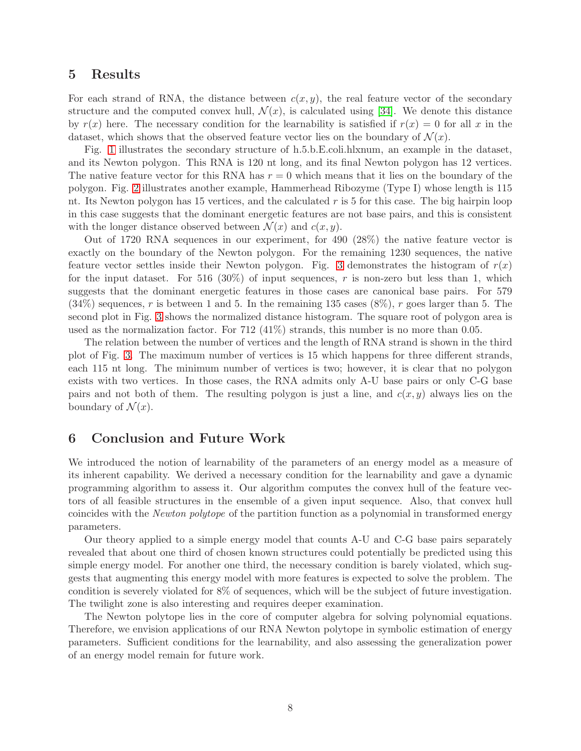## 5 Results

For each strand of RNA, the distance between $c(x, y)$, the real feature vector of the secondary structure and the computed convex hull, $\mathcal{N}(x)$, is calculated using [34]. We denote this distance by $r(x)$ here. The necessary condition for the learnability is satisfied if $r(x) = 0$ for all $x$ in the dataset, which shows that the observed feature vector lies on the boundary of $\mathcal{N}(x)$.

Fig. 1 illustrates the secondary structure of h.5.b.E.coli.hlxnum, an example in the dataset, and its Newton polygon. This RNA is 120 nt long, and its final Newton polygon has 12 vertices. The native feature vector for this RNA has $r = 0$ which means that it lies on the boundary of the polygon. Fig. 2 illustrates another example, Hammerhead Ribozyme (Type I) whose length is 115 nt. Its Newton polygon has 15 vertices, and the calculated $r$ is 5 for this case. The big hairpin loop in this case suggests that the dominant energetic features are not base pairs, and this is consistent with the longer distance observed between $\mathcal{N}(x)$ and $c(x, y)$.

Out of 1720 RNA sequences in our experiment, for 490 (28%) the native feature vector is exactly on the boundary of the Newton polygon. For the remaining 1230 sequences, the native feature vector settles inside their Newton polygon. Fig. 3 demonstrates the histogram of $r(x)$ for the input dataset. For 516 (30%) of input sequences, $r$ is non-zero but less than 1, which suggests that the dominant energetic features in those cases are canonical base pairs. For 579 (34%) sequences, $r$ is between 1 and 5. In the remaining 135 cases (8%), $r$ goes larger than 5. The second plot in Fig. 3 shows the normalized distance histogram. The square root of polygon area is used as the normalization factor. For 712 (41%) strands, this number is no more than 0.05.

The relation between the number of vertices and the length of RNA strand is shown in the third plot of Fig. 3. The maximum number of vertices is 15 which happens for three different strands, each 115 nt long. The minimum number of vertices is two; however, it is clear that no polygon exists with two vertices. In those cases, the RNA admits only A-U base pairs or only C-G base pairs and not both of them. The resulting polygon is just a line, and $c(x, y)$ always lies on the boundary of $\mathcal{N}(x)$.

## 6 Conclusion and Future Work

We introduced the notion of learnability of the parameters of an energy model as a measure of its inherent capability. We derived a necessary condition for the learnability and gave a dynamic programming algorithm to assess it. Our algorithm computes the convex hull of the feature vectors of all feasible structures in the ensemble of a given input sequence. Also, that convex hull coincides with the *Newton polytope* of the partition function as a polynomial in transformed energy parameters.

Our theory applied to a simple energy model that counts A-U and C-G base pairs separately revealed that about one third of chosen known structures could potentially be predicted using this simple energy model. For another one third, the necessary condition is barely violated, which suggests that augmenting this energy model with more features is expected to solve the problem. The condition is severely violated for 8% of sequences, which will be the subject of future investigation. The twilight zone is also interesting and requires deeper examination.

The Newton polytope lies in the core of computer algebra for solving polynomial equations. Therefore, we envision applications of our RNA Newton polytope in symbolic estimation of energy parameters. Sufficient conditions for the learnability, and also assessing the generalization power of an energy model remain for future work.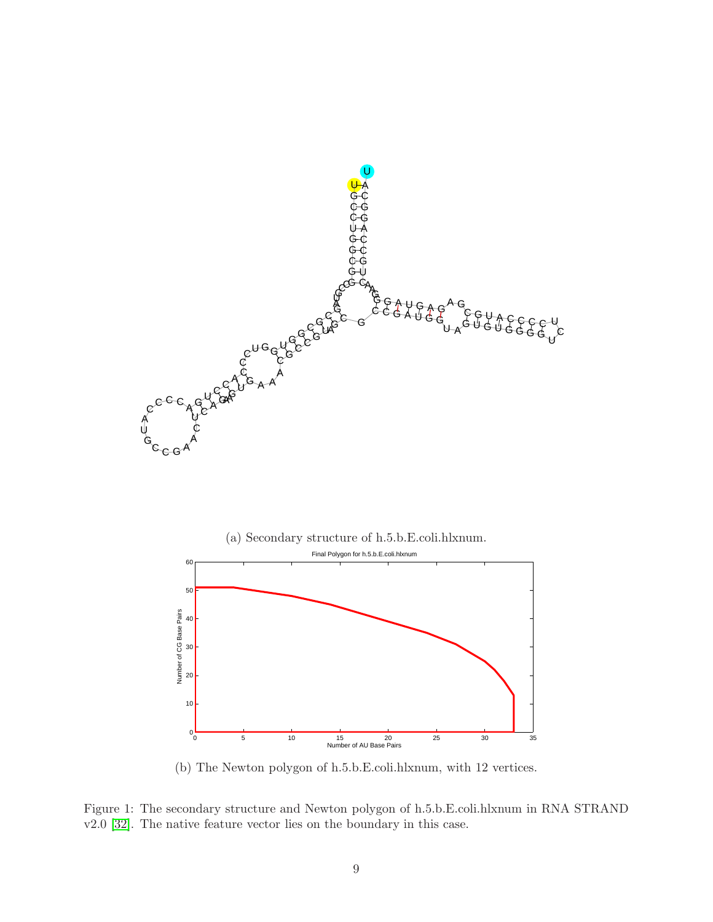(a) Secondary structure of h.5.b.E.coli.hlxnum.

(b) The Newton polygon of h.5.b.E.coli.hlxnum, with 12 vertices.

Figure 1: The secondary structure and Newton polygon of h.5.b.E.coli.hlxnum in RNA STRAND v2.0 [32]. The native feature vector lies on the boundary in this case.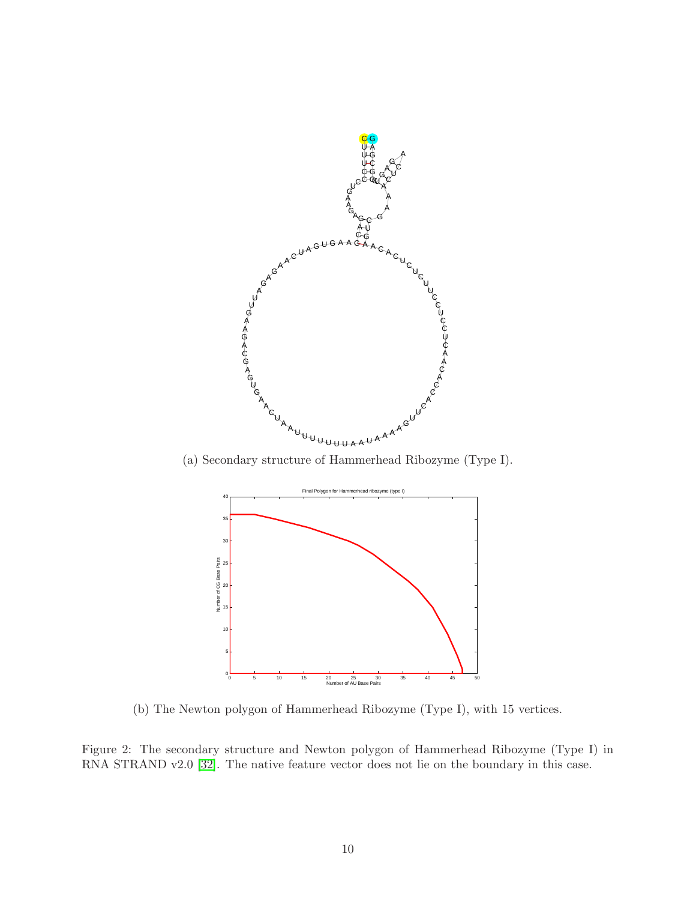(a) Secondary structure of Hammerhead Ribozyme (Type I).

(b) The Newton polygon of Hammerhead Ribozyme (Type I), with 15 vertices.

Figure 2: The secondary structure and Newton polygon of Hammerhead Ribozyme (Type I) in RNA STRAND v2.0 [32]. The native feature vector does not lie on the boundary in this case.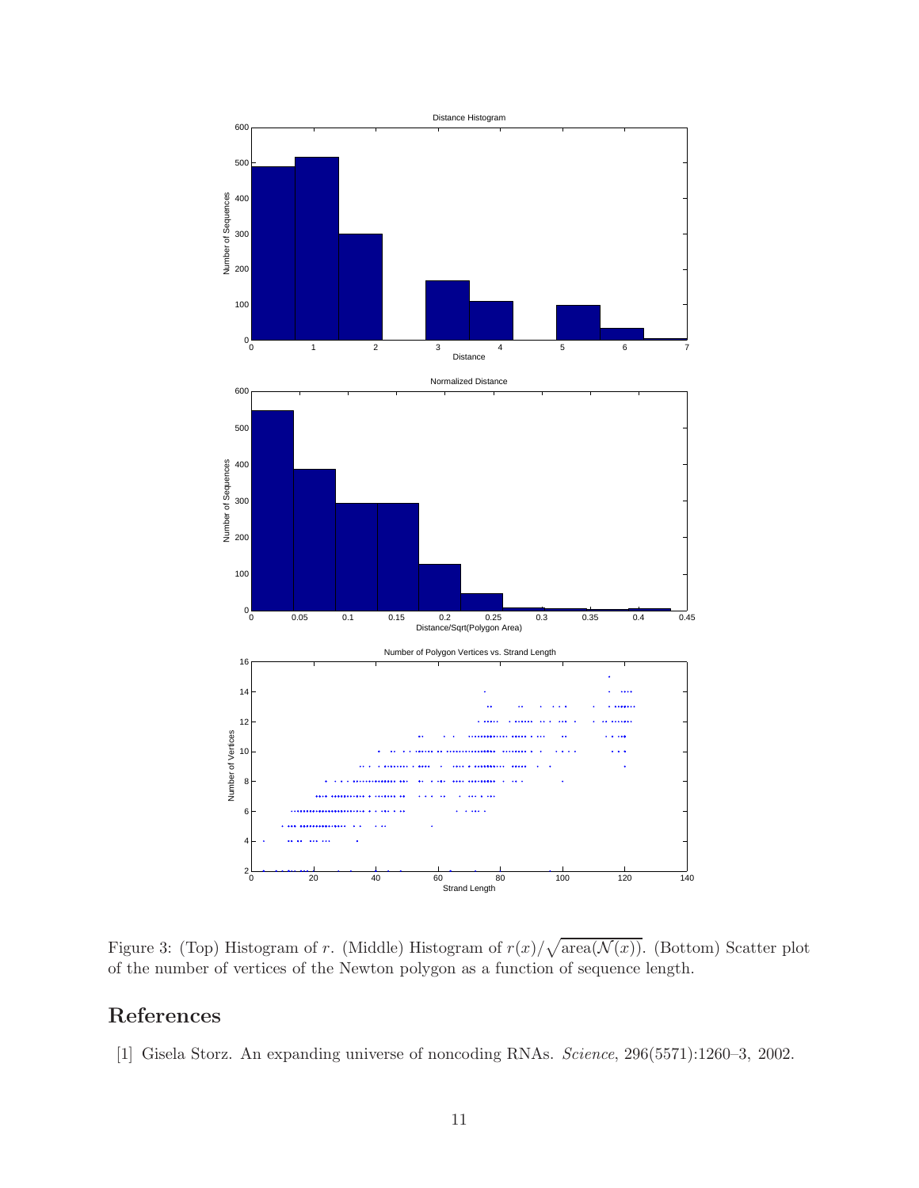Figure 3: (Top) Histogram of $r$. (Middle) Histogram of $r(x)/\sqrt{\text{area}(\mathcal{N}(x))}$. (Bottom) Scatter plot of the number of vertices of the Newton polygon as a function of sequence length.

## References

[1] Gisela Storz. An expanding universe of noncoding RNAs. *Science*, 296(5571):1260–3, 2002.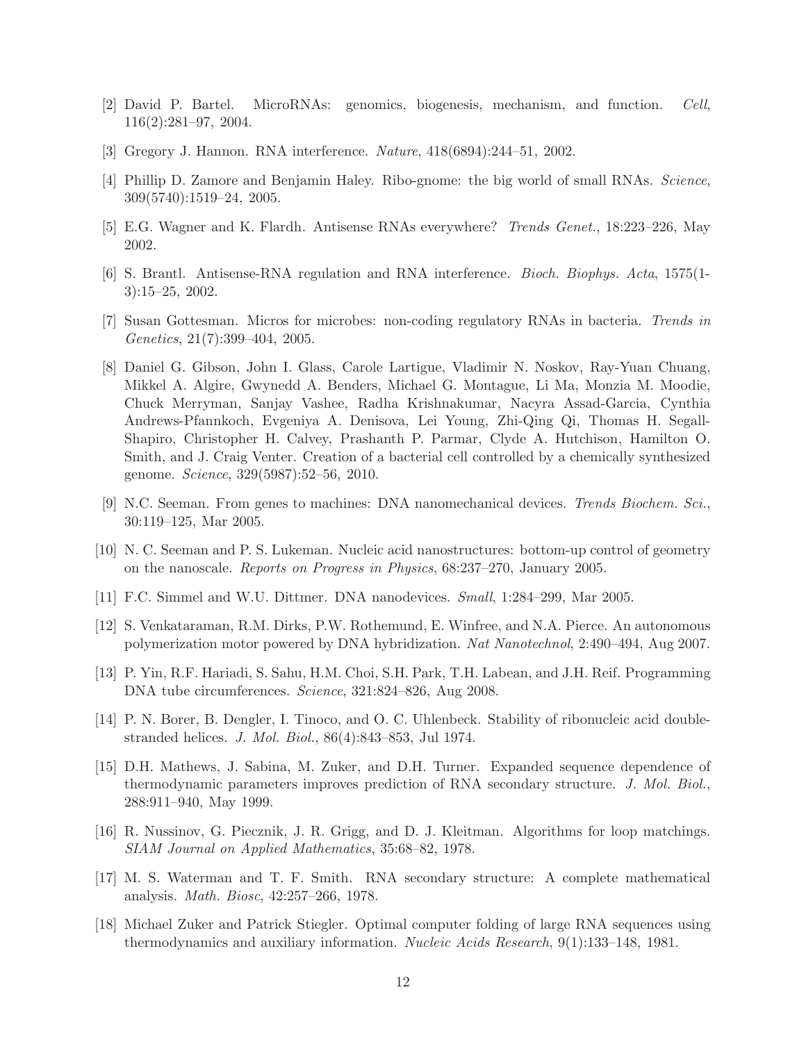[2] David P. Bartel. MicroRNAs: genomics, biogenesis, mechanism, and function. *Cell*, 116(2):281–97, 2004.

[3] Gregory J. Hannon. RNA interference. *Nature*, 418(6894):244–51, 2002.

[4] Phillip D. Zamore and Benjamin Haley. Ribo-gnome: the big world of small RNAs. *Science*, 309(5740):1519–24, 2005.

[5] E.G. Wagner and K. Flardh. Antisense RNAs everywhere? *Trends Genet.*, 18:223–226, May 2002.

[6] S. Brantl. Antisense-RNA regulation and RNA interference. *Bioch. Biophys. Acta*, 1575(1-3):15–25, 2002.

[7] Susan Gottesman. Micros for microbes: non-coding regulatory RNAs in bacteria. *Trends in Genetics*, 21(7):399–404, 2005.

[8] Daniel G. Gibson, John I. Glass, Carole Lartigue, Vladimir N. Noskov, Ray-Yuan Chuang, Mikkel A. Algire, Gwynedd A. Benders, Michael G. Montague, Li Ma, Monzia M. Moodie, Chuck Merryman, Sanjay Vashee, Radha Krishnakumar, Nacyra Assad-Garcia, Cynthia Andrews-Pfannkoch, Evgeniya A. Denisova, Lei Young, Zhi-Qing Qi, Thomas H. Segall-Shapiro, Christopher H. Calvey, Prashanth P. Parmar, Clyde A. Hutchison, Hamilton O. Smith, and J. Craig Venter. Creation of a bacterial cell controlled by a chemically synthesized genome. *Science*, 329(5987):52–56, 2010.

[9] N.C. Seeman. From genes to machines: DNA nanomechanical devices. *Trends Biochem. Sci.*, 30:119–125, Mar 2005.

[10] N. C. Seeman and P. S. Lukeman. Nucleic acid nanostructures: bottom-up control of geometry on the nanoscale. *Reports on Progress in Physics*, 68:237–270, January 2005.

[11] F.C. Simmel and W.U. Dittmer. DNA nanodevices. *Small*, 1:284–299, Mar 2005.

[12] S. Venkataraman, R.M. Dirks, P.W. Rothemund, E. Winfree, and N.A. Pierce. An autonomous polymerization motor powered by DNA hybridization. *Nat Nanotechnol*, 2:490–494, Aug 2007.

[13] P. Yin, R.F. Hariadi, S. Sahu, H.M. Choi, S.H. Park, T.H. Labean, and J.H. Reif. Programming DNA tube circumferences. *Science*, 321:824–826, Aug 2008.

[14] P. N. Borer, B. Dengler, I. Tinoco, and O. C. Uhlenbeck. Stability of ribonucleic acid double-stranded helices. *J. Mol. Biol.*, 86(4):843–853, Jul 1974.

[15] D.H. Mathews, J. Sabina, M. Zuker, and D.H. Turner. Expanded sequence dependence of thermodynamic parameters improves prediction of RNA secondary structure. *J. Mol. Biol.*, 288:911–940, May 1999.

[16] R. Nussinov, G. Piecznik, J. R. Grigg, and D. J. Kleitman. Algorithms for loop matchings. *SIAM Journal on Applied Mathematics*, 35:68–82, 1978.

[17] M. S. Waterman and T. F. Smith. RNA secondary structure: A complete mathematical analysis. *Math. Biosc*, 42:257–266, 1978.

[18] Michael Zuker and Patrick Stiegler. Optimal computer folding of large RNA sequences using thermodynamics and auxiliary information. *Nucleic Acids Research*, 9(1):133–148, 1981.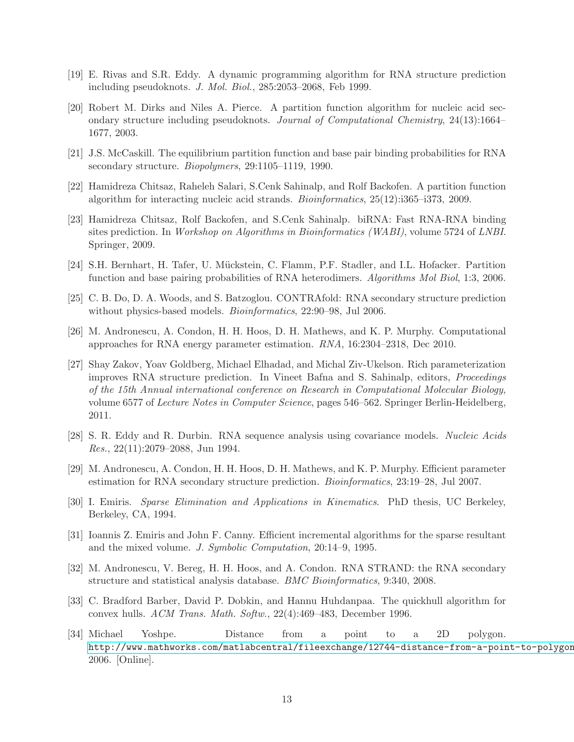[19] E. Rivas and S.R. Eddy. A dynamic programming algorithm for RNA structure prediction including pseudoknots. *J. Mol. Biol.*, 285:2053–2068, Feb 1999.

[20] Robert M. Dirks and Niles A. Pierce. A partition function algorithm for nucleic acid secondary structure including pseudoknots. *Journal of Computational Chemistry*, 24(13):1664–1677, 2003.

[21] J.S. McCaskill. The equilibrium partition function and base pair binding probabilities for RNA secondary structure. *Biopolymers*, 29:1105–1119, 1990.

[22] Hamidreza Chitsaz, Raheleh Salari, S.Cenk Sahinalp, and Rolf Backofen. A partition function algorithm for interacting nucleic acid strands. *Bioinformatics*, 25(12):i365–i373, 2009.

[23] Hamidreza Chitsaz, Rolf Backofen, and S.Cenk Sahinalp. biRNA: Fast RNA-RNA binding sites prediction. In *Workshop on Algorithms in Bioinformatics (WABI)*, volume 5724 of *LNBI*. Springer, 2009.

[24] S.H. Bernhart, H. Tafer, U. Mückstein, C. Flamm, P.F. Stadler, and I.L. Hofacker. Partition function and base pairing probabilities of RNA heterodimers. *Algorithms Mol Biol*, 1:3, 2006.

[25] C. B. Do, D. A. Woods, and S. Batzoglou. CONTRAfold: RNA secondary structure prediction without physics-based models. *Bioinformatics*, 22:90–98, Jul 2006.

[26] M. Andronescu, A. Condon, H. H. Hoos, D. H. Mathews, and K. P. Murphy. Computational approaches for RNA energy parameter estimation. *RNA*, 16:2304–2318, Dec 2010.

[27] Shay Zakov, Yoav Goldberg, Michael Elhadad, and Michal Ziv-Ukelson. Rich parameterization improves RNA structure prediction. In Vineet Bafna and S. Sahinalp, editors, *Proceedings of the 15th Annual international conference on Research in Computational Molecular Biology*, volume 6577 of *Lecture Notes in Computer Science*, pages 546–562. Springer Berlin-Heidelberg, 2011.

[28] S. R. Eddy and R. Durbin. RNA sequence analysis using covariance models. *Nucleic Acids Res.*, 22(11):2079–2088, Jun 1994.

[29] M. Andronescu, A. Condon, H. H. Hoos, D. H. Mathews, and K. P. Murphy. Efficient parameter estimation for RNA secondary structure prediction. *Bioinformatics*, 23:19–28, Jul 2007.

[30] I. Emiris. *Sparse Elimination and Applications in Kinematics*. PhD thesis, UC Berkeley, Berkeley, CA, 1994.

[31] Ioannis Z. Emiris and John F. Canny. Efficient incremental algorithms for the sparse resultant and the mixed volume. *J. Symbolic Computation*, 20:14–9, 1995.

[32] M. Andronescu, V. Bereg, H. H. Hoos, and A. Condon. RNA STRAND: the RNA secondary structure and statistical analysis database. *BMC Bioinformatics*, 9:340, 2008.

[33] C. Bradford Barber, David P. Dobkin, and Hannu Huhdanpaa. The quickhull algorithm for convex hulls. *ACM Trans. Math. Softw.*, 22(4):469–483, December 1996.

[34] Michael Yoshpe. Distance from a point to a 2D polygon. http://www.mathworks.com/matlabcentral/fileexchange/12744-distance-from-a-point-to-polygon 2006. [Online].